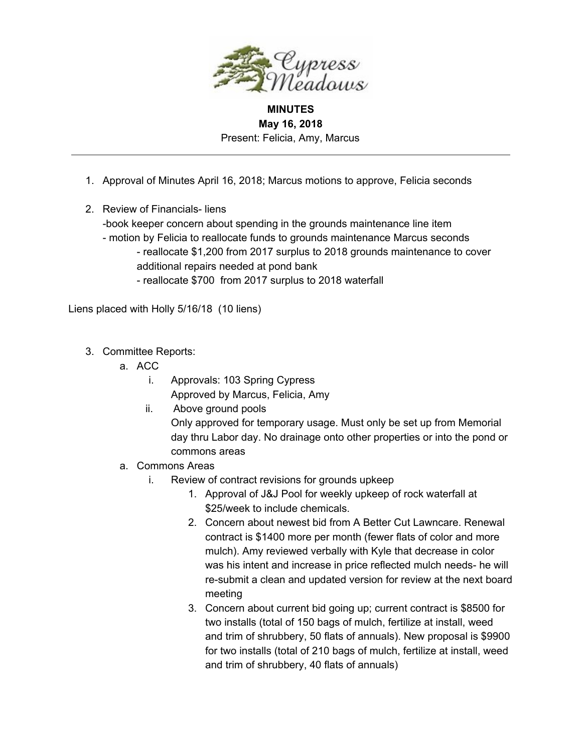**MINUTES**
**May 16, 2018**
Present: Felicia, Amy, Marcus

---

1. Approval of Minutes April 16, 2018; Marcus motions to approve, Felicia seconds

2. Review of Financials- liens
   -book keeper concern about spending in the grounds maintenance line item
   - motion by Felicia to reallocate funds to grounds maintenance Marcus seconds
      - reallocate $1,200 from 2017 surplus to 2018 grounds maintenance to cover additional repairs needed at pond bank
      - reallocate $700 from 2017 surplus to 2018 waterfall

Liens placed with Holly 5/16/18 (10 liens)

3. Committee Reports:
   a. ACC
      i. Approvals: 103 Spring Cypress
         Approved by Marcus, Felicia, Amy
      ii. Above ground pools
         Only approved for temporary usage. Must only be set up from Memorial day thru Labor day. No drainage onto other properties or into the pond or commons areas
   a. Commons Areas
      i. Review of contract revisions for grounds upkeep
         1. Approval of J&J Pool for weekly upkeep of rock waterfall at $25/week to include chemicals.
         2. Concern about newest bid from A Better Cut Lawncare. Renewal contract is $1400 more per month (fewer flats of color and more mulch). Amy reviewed verbally with Kyle that decrease in color was his intent and increase in price reflected mulch needs- he will re-submit a clean and updated version for review at the next board meeting
         3. Concern about current bid going up; current contract is $8500 for two installs (total of 150 bags of mulch, fertilize at install, weed and trim of shrubbery, 50 flats of annuals). New proposal is $9900 for two installs (total of 210 bags of mulch, fertilize at install, weed and trim of shrubbery, 40 flats of annuals)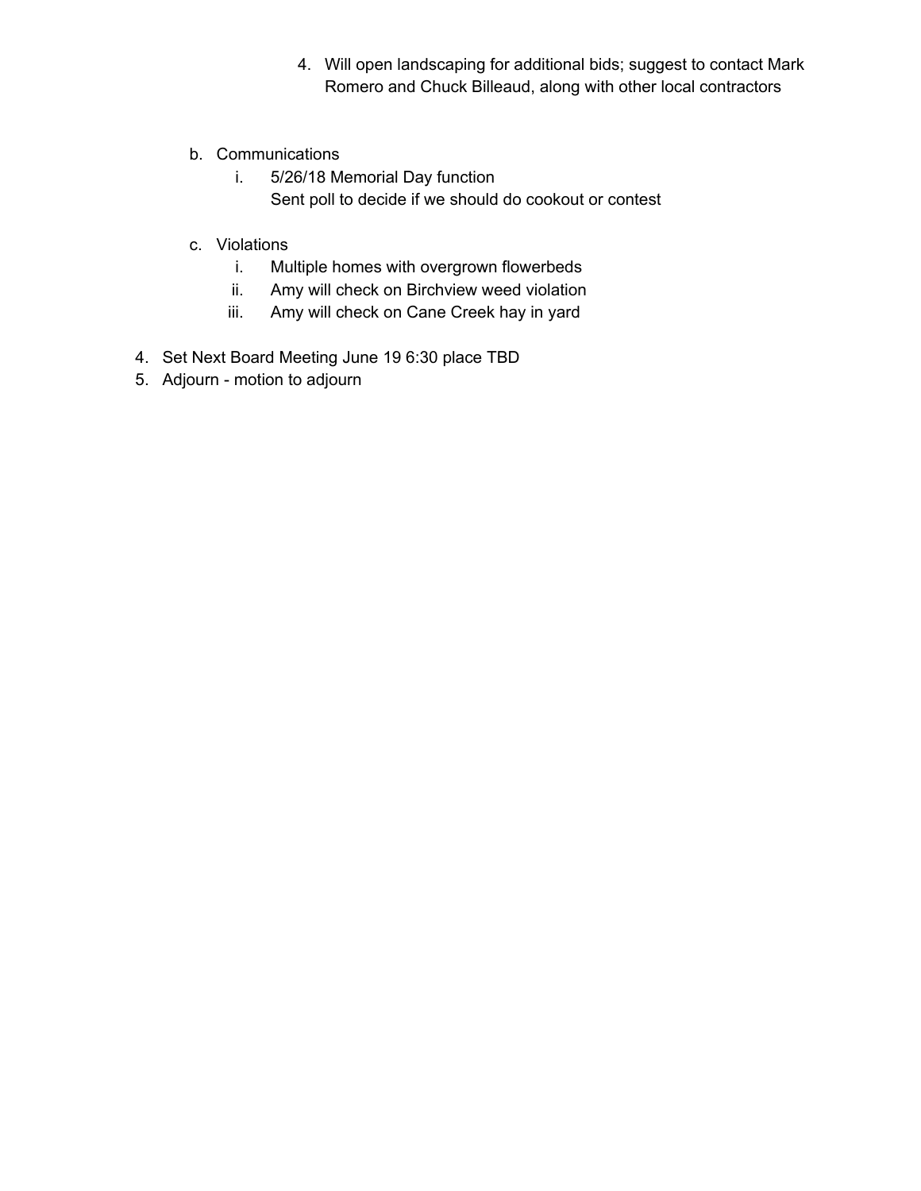4. Will open landscaping for additional bids; suggest to contact Mark Romero and Chuck Billeaud, along with other local contractors

b. Communications
    i. 5/26/18 Memorial Day function
       Sent poll to decide if we should do cookout or contest

c. Violations
    i. Multiple homes with overgrown flowerbeds
    ii. Amy will check on Birchview weed violation
    iii. Amy will check on Cane Creek hay in yard

4. Set Next Board Meeting June 19 6:30 place TBD
5. Adjourn - motion to adjourn